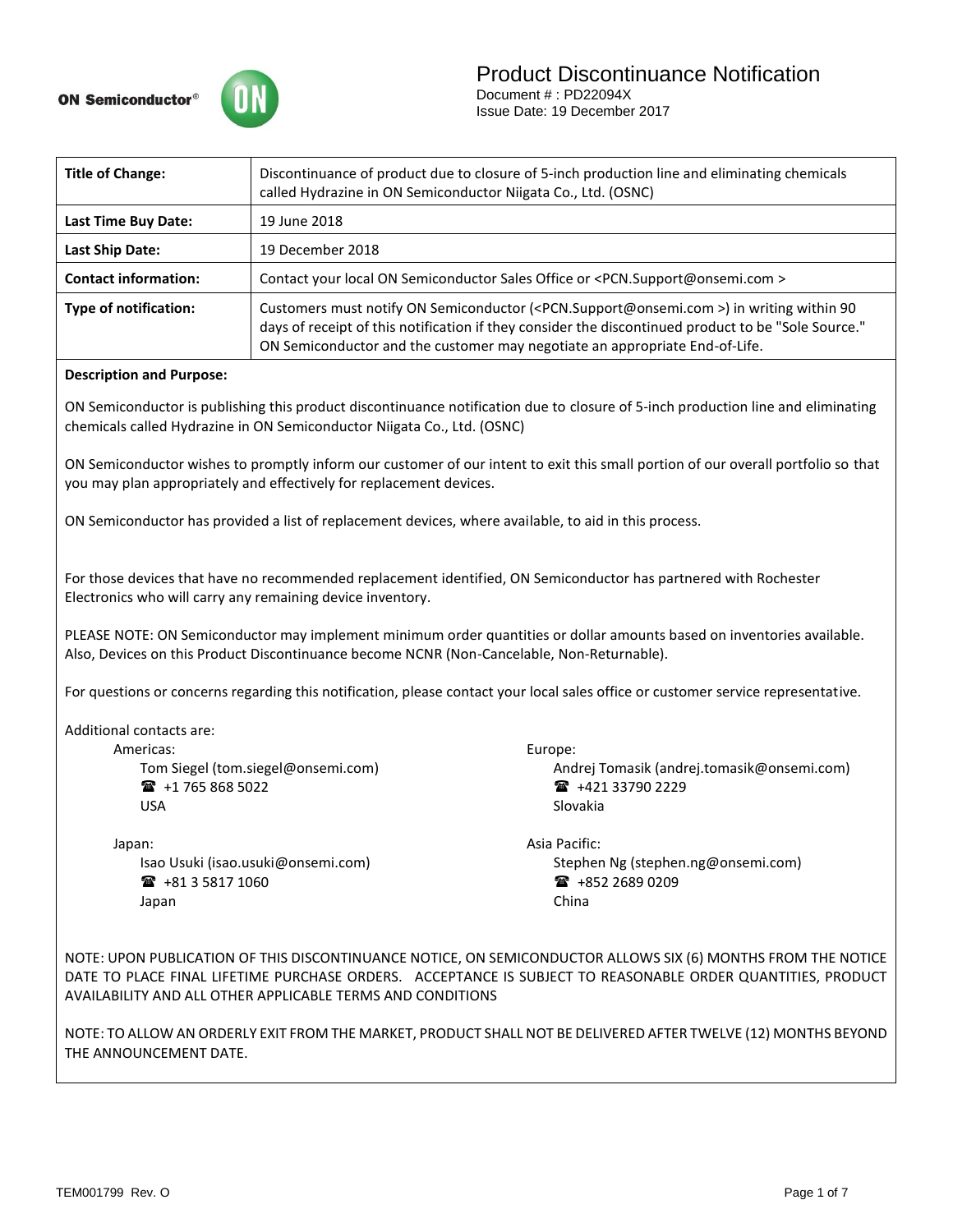ON Semiconductor®

# Product Discontinuance Notification

Document # : PD22094X
Issue Date: 19 December 2017

| | |
|---|---|
| **Title of Change:** | Discontinuance of product due to closure of 5-inch production line and eliminating chemicals called Hydrazine in ON Semiconductor Niigata Co., Ltd. (OSNC) |
| **Last Time Buy Date:** | 19 June 2018 |
| **Last Ship Date:** | 19 December 2018 |
| **Contact information:** | Contact your local ON Semiconductor Sales Office or <PCN.Support@onsemi.com > |
| **Type of notification:** | Customers must notify ON Semiconductor (<PCN.Support@onsemi.com >) in writing within 90 days of receipt of this notification if they consider the discontinued product to be "Sole Source." ON Semiconductor and the customer may negotiate an appropriate End-of-Life. |

**Description and Purpose:**

ON Semiconductor is publishing this product discontinuance notification due to closure of 5-inch production line and eliminating chemicals called Hydrazine in ON Semiconductor Niigata Co., Ltd. (OSNC)

ON Semiconductor wishes to promptly inform our customer of our intent to exit this small portion of our overall portfolio so that you may plan appropriately and effectively for replacement devices.

ON Semiconductor has provided a list of replacement devices, where available, to aid in this process.

For those devices that have no recommended replacement identified, ON Semiconductor has partnered with Rochester Electronics who will carry any remaining device inventory.

PLEASE NOTE: ON Semiconductor may implement minimum order quantities or dollar amounts based on inventories available. Also, Devices on this Product Discontinuance become NCNR (Non-Cancelable, Non-Returnable).

For questions or concerns regarding this notification, please contact your local sales office or customer service representative.

Additional contacts are:

Americas:
Tom Siegel (tom.siegel@onsemi.com)
☎ +1 765 868 5022
USA

Europe:
Andrej Tomasik (andrej.tomasik@onsemi.com)
☎ +421 33790 2229
Slovakia

Japan:
Isao Usuki (isao.usuki@onsemi.com)
☎ +81 3 5817 1060
Japan

Asia Pacific:
Stephen Ng (stephen.ng@onsemi.com)
☎ +852 2689 0209
China

NOTE: UPON PUBLICATION OF THIS DISCONTINUANCE NOTICE, ON SEMICONDUCTOR ALLOWS SIX (6) MONTHS FROM THE NOTICE DATE TO PLACE FINAL LIFETIME PURCHASE ORDERS. ACCEPTANCE IS SUBJECT TO REASONABLE ORDER QUANTITIES, PRODUCT AVAILABILITY AND ALL OTHER APPLICABLE TERMS AND CONDITIONS

NOTE: TO ALLOW AN ORDERLY EXIT FROM THE MARKET, PRODUCT SHALL NOT BE DELIVERED AFTER TWELVE (12) MONTHS BEYOND THE ANNOUNCEMENT DATE.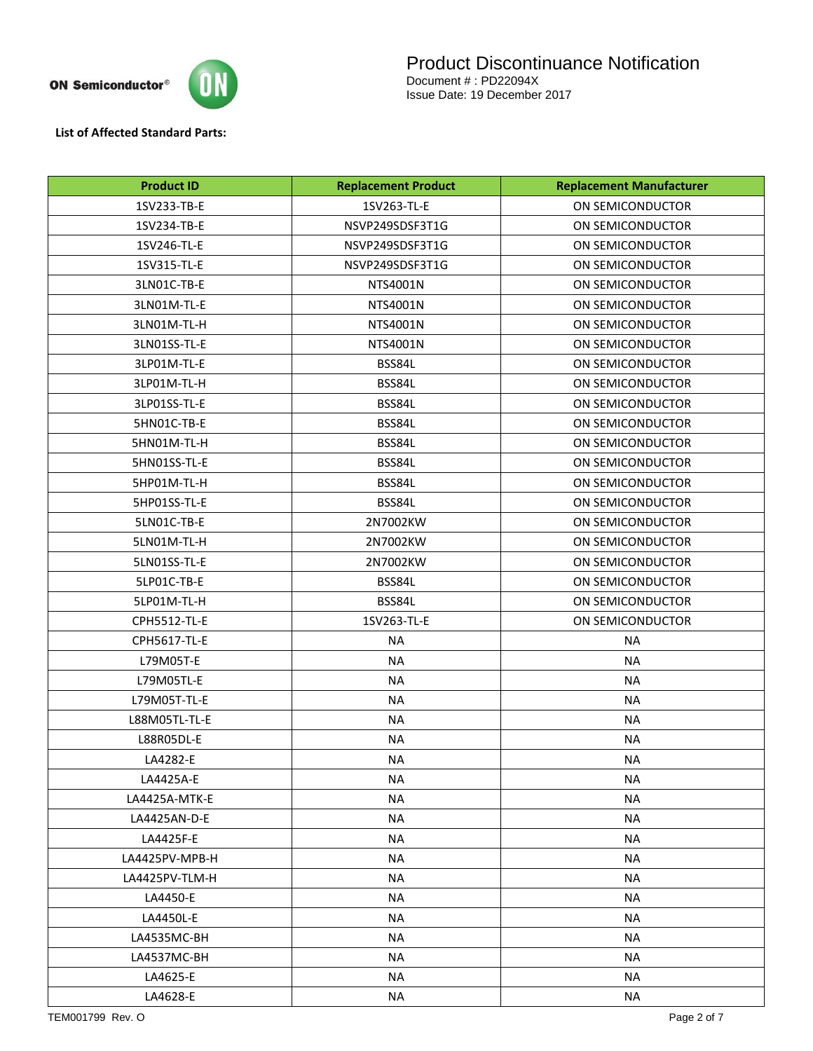**List of Affected Standard Parts:**

| Product ID | Replacement Product | Replacement Manufacturer |
| --- | --- | --- |
| 1SV233-TB-E | 1SV263-TL-E | ON SEMICONDUCTOR |
| 1SV234-TB-E | NSVP249SDSF3T1G | ON SEMICONDUCTOR |
| 1SV246-TL-E | NSVP249SDSF3T1G | ON SEMICONDUCTOR |
| 1SV315-TL-E | NSVP249SDSF3T1G | ON SEMICONDUCTOR |
| 3LN01C-TB-E | NTS4001N | ON SEMICONDUCTOR |
| 3LN01M-TL-E | NTS4001N | ON SEMICONDUCTOR |
| 3LN01M-TL-H | NTS4001N | ON SEMICONDUCTOR |
| 3LN01SS-TL-E | NTS4001N | ON SEMICONDUCTOR |
| 3LP01M-TL-E | BSS84L | ON SEMICONDUCTOR |
| 3LP01M-TL-H | BSS84L | ON SEMICONDUCTOR |
| 3LP01SS-TL-E | BSS84L | ON SEMICONDUCTOR |
| 5HN01C-TB-E | BSS84L | ON SEMICONDUCTOR |
| 5HN01M-TL-H | BSS84L | ON SEMICONDUCTOR |
| 5HN01SS-TL-E | BSS84L | ON SEMICONDUCTOR |
| 5HP01M-TL-H | BSS84L | ON SEMICONDUCTOR |
| 5HP01SS-TL-E | BSS84L | ON SEMICONDUCTOR |
| 5LN01C-TB-E | 2N7002KW | ON SEMICONDUCTOR |
| 5LN01M-TL-H | 2N7002KW | ON SEMICONDUCTOR |
| 5LN01SS-TL-E | 2N7002KW | ON SEMICONDUCTOR |
| 5LP01C-TB-E | BSS84L | ON SEMICONDUCTOR |
| 5LP01M-TL-H | BSS84L | ON SEMICONDUCTOR |
| CPH5512-TL-E | 1SV263-TL-E | ON SEMICONDUCTOR |
| CPH5617-TL-E | NA | NA |
| L79M05T-E | NA | NA |
| L79M05TL-E | NA | NA |
| L79M05T-TL-E | NA | NA |
| L88M05TL-TL-E | NA | NA |
| L88R05DL-E | NA | NA |
| LA4282-E | NA | NA |
| LA4425A-E | NA | NA |
| LA4425A-MTK-E | NA | NA |
| LA4425AN-D-E | NA | NA |
| LA4425F-E | NA | NA |
| LA4425PV-MPB-H | NA | NA |
| LA4425PV-TLM-H | NA | NA |
| LA4450-E | NA | NA |
| LA4450L-E | NA | NA |
| LA4535MC-BH | NA | NA |
| LA4537MC-BH | NA | NA |
| LA4625-E | NA | NA |
| LA4628-E | NA | NA |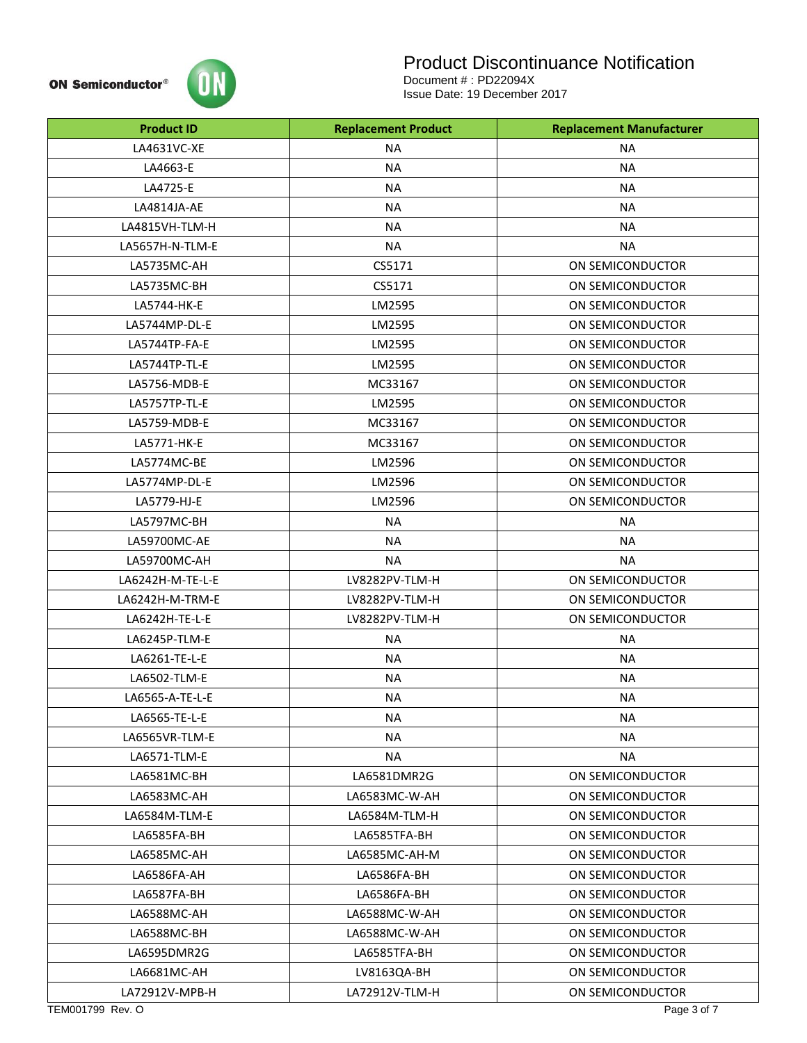| Product ID | Replacement Product | Replacement Manufacturer |
|---|---|---|
| LA4631VC-XE | NA | NA |
| LA4663-E | NA | NA |
| LA4725-E | NA | NA |
| LA4814JA-AE | NA | NA |
| LA4815VH-TLM-H | NA | NA |
| LA5657H-N-TLM-E | NA | NA |
| LA5735MC-AH | CS5171 | ON SEMICONDUCTOR |
| LA5735MC-BH | CS5171 | ON SEMICONDUCTOR |
| LA5744-HK-E | LM2595 | ON SEMICONDUCTOR |
| LA5744MP-DL-E | LM2595 | ON SEMICONDUCTOR |
| LA5744TP-FA-E | LM2595 | ON SEMICONDUCTOR |
| LA5744TP-TL-E | LM2595 | ON SEMICONDUCTOR |
| LA5756-MDB-E | MC33167 | ON SEMICONDUCTOR |
| LA5757TP-TL-E | LM2595 | ON SEMICONDUCTOR |
| LA5759-MDB-E | MC33167 | ON SEMICONDUCTOR |
| LA5771-HK-E | MC33167 | ON SEMICONDUCTOR |
| LA5774MC-BE | LM2596 | ON SEMICONDUCTOR |
| LA5774MP-DL-E | LM2596 | ON SEMICONDUCTOR |
| LA5779-HJ-E | LM2596 | ON SEMICONDUCTOR |
| LA5797MC-BH | NA | NA |
| LA59700MC-AE | NA | NA |
| LA59700MC-AH | NA | NA |
| LA6242H-M-TE-L-E | LV8282PV-TLM-H | ON SEMICONDUCTOR |
| LA6242H-M-TRM-E | LV8282PV-TLM-H | ON SEMICONDUCTOR |
| LA6242H-TE-L-E | LV8282PV-TLM-H | ON SEMICONDUCTOR |
| LA6245P-TLM-E | NA | NA |
| LA6261-TE-L-E | NA | NA |
| LA6502-TLM-E | NA | NA |
| LA6565-A-TE-L-E | NA | NA |
| LA6565-TE-L-E | NA | NA |
| LA6565VR-TLM-E | NA | NA |
| LA6571-TLM-E | NA | NA |
| LA6581MC-BH | LA6581DMR2G | ON SEMICONDUCTOR |
| LA6583MC-AH | LA6583MC-W-AH | ON SEMICONDUCTOR |
| LA6584M-TLM-E | LA6584M-TLM-H | ON SEMICONDUCTOR |
| LA6585FA-BH | LA6585TFA-BH | ON SEMICONDUCTOR |
| LA6585MC-AH | LA6585MC-AH-M | ON SEMICONDUCTOR |
| LA6586FA-AH | LA6586FA-BH | ON SEMICONDUCTOR |
| LA6587FA-BH | LA6586FA-BH | ON SEMICONDUCTOR |
| LA6588MC-AH | LA6588MC-W-AH | ON SEMICONDUCTOR |
| LA6588MC-BH | LA6588MC-W-AH | ON SEMICONDUCTOR |
| LA6595DMR2G | LA6585TFA-BH | ON SEMICONDUCTOR |
| LA6681MC-AH | LV8163QA-BH | ON SEMICONDUCTOR |
| LA72912V-MPB-H | LA72912V-TLM-H | ON SEMICONDUCTOR |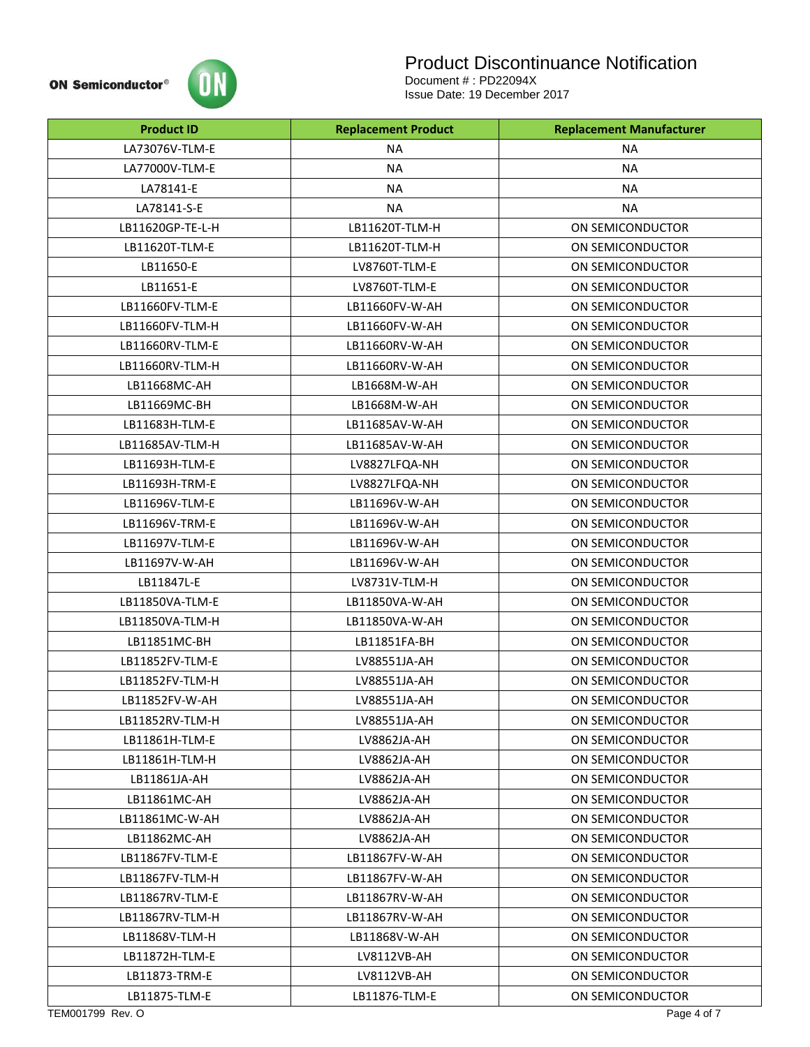# Product Discontinuance Notification

Document # : PD22094X
Issue Date: 19 December 2017

| Product ID | Replacement Product | Replacement Manufacturer |
|---|---|---|
| LA73076V-TLM-E | NA | NA |
| LA77000V-TLM-E | NA | NA |
| LA78141-E | NA | NA |
| LA78141-S-E | NA | NA |
| LB11620GP-TE-L-H | LB11620T-TLM-H | ON SEMICONDUCTOR |
| LB11620T-TLM-E | LB11620T-TLM-H | ON SEMICONDUCTOR |
| LB11650-E | LV8760T-TLM-E | ON SEMICONDUCTOR |
| LB11651-E | LV8760T-TLM-E | ON SEMICONDUCTOR |
| LB11660FV-TLM-E | LB11660FV-W-AH | ON SEMICONDUCTOR |
| LB11660FV-TLM-H | LB11660FV-W-AH | ON SEMICONDUCTOR |
| LB11660RV-TLM-E | LB11660RV-W-AH | ON SEMICONDUCTOR |
| LB11660RV-TLM-H | LB11660RV-W-AH | ON SEMICONDUCTOR |
| LB11668MC-AH | LB1668M-W-AH | ON SEMICONDUCTOR |
| LB11669MC-BH | LB1668M-W-AH | ON SEMICONDUCTOR |
| LB11683H-TLM-E | LB11685AV-W-AH | ON SEMICONDUCTOR |
| LB11685AV-TLM-H | LB11685AV-W-AH | ON SEMICONDUCTOR |
| LB11693H-TLM-E | LV8827LFQA-NH | ON SEMICONDUCTOR |
| LB11693H-TRM-E | LV8827LFQA-NH | ON SEMICONDUCTOR |
| LB11696V-TLM-E | LB11696V-W-AH | ON SEMICONDUCTOR |
| LB11696V-TRM-E | LB11696V-W-AH | ON SEMICONDUCTOR |
| LB11697V-TLM-E | LB11696V-W-AH | ON SEMICONDUCTOR |
| LB11697V-W-AH | LB11696V-W-AH | ON SEMICONDUCTOR |
| LB11847L-E | LV8731V-TLM-H | ON SEMICONDUCTOR |
| LB11850VA-TLM-E | LB11850VA-W-AH | ON SEMICONDUCTOR |
| LB11850VA-TLM-H | LB11850VA-W-AH | ON SEMICONDUCTOR |
| LB11851MC-BH | LB11851FA-BH | ON SEMICONDUCTOR |
| LB11852FV-TLM-E | LV88551JA-AH | ON SEMICONDUCTOR |
| LB11852FV-TLM-H | LV88551JA-AH | ON SEMICONDUCTOR |
| LB11852FV-W-AH | LV88551JA-AH | ON SEMICONDUCTOR |
| LB11852RV-TLM-H | LV88551JA-AH | ON SEMICONDUCTOR |
| LB11861H-TLM-E | LV8862JA-AH | ON SEMICONDUCTOR |
| LB11861H-TLM-H | LV8862JA-AH | ON SEMICONDUCTOR |
| LB11861JA-AH | LV8862JA-AH | ON SEMICONDUCTOR |
| LB11861MC-AH | LV8862JA-AH | ON SEMICONDUCTOR |
| LB11861MC-W-AH | LV8862JA-AH | ON SEMICONDUCTOR |
| LB11862MC-AH | LV8862JA-AH | ON SEMICONDUCTOR |
| LB11867FV-TLM-E | LB11867FV-W-AH | ON SEMICONDUCTOR |
| LB11867FV-TLM-H | LB11867FV-W-AH | ON SEMICONDUCTOR |
| LB11867RV-TLM-E | LB11867RV-W-AH | ON SEMICONDUCTOR |
| LB11867RV-TLM-H | LB11867RV-W-AH | ON SEMICONDUCTOR |
| LB11868V-TLM-H | LB11868V-W-AH | ON SEMICONDUCTOR |
| LB11872H-TLM-E | LV8112VB-AH | ON SEMICONDUCTOR |
| LB11873-TRM-E | LV8112VB-AH | ON SEMICONDUCTOR |
| LB11875-TLM-E | LB11876-TLM-E | ON SEMICONDUCTOR |

TEM001799 Rev. O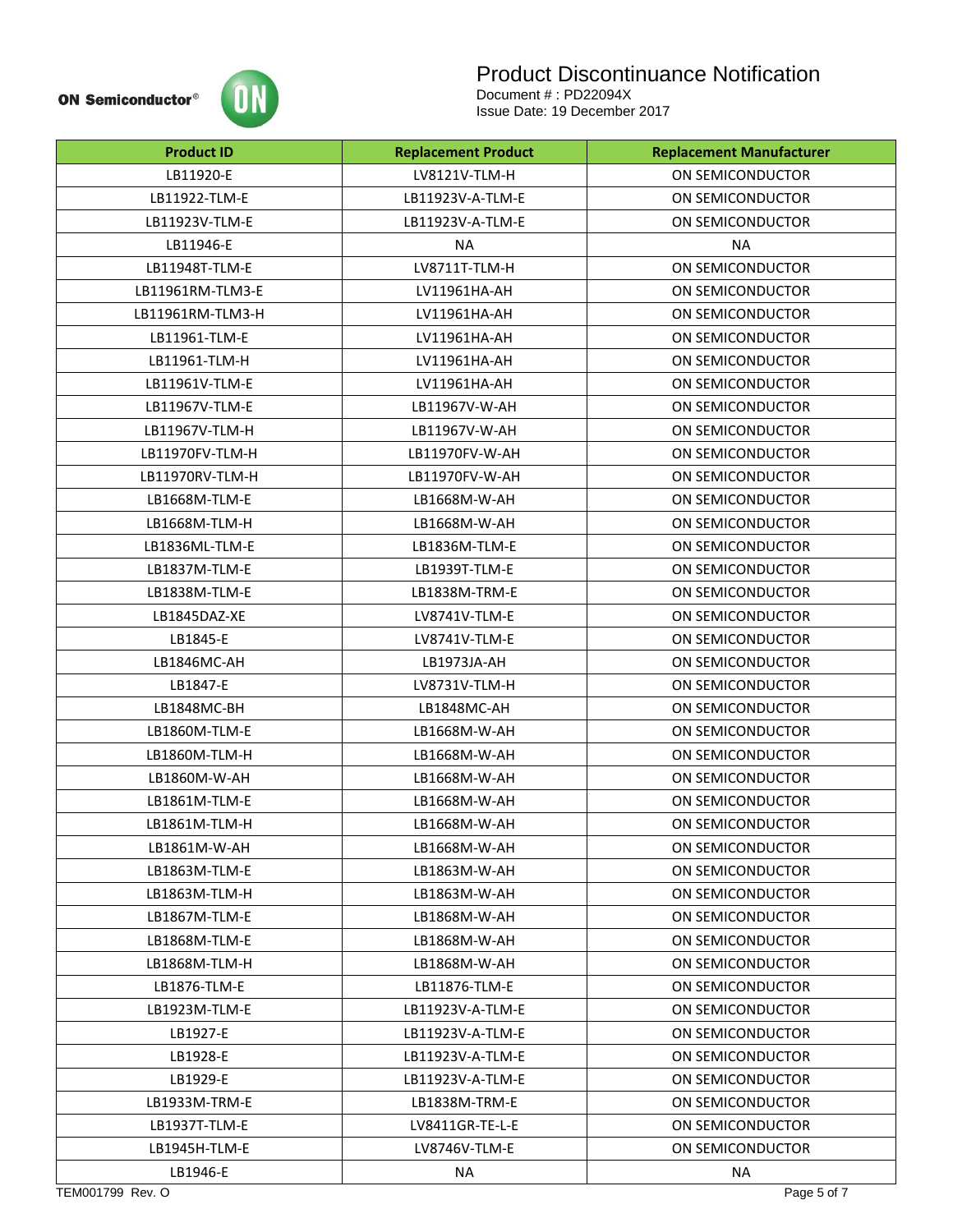| Product ID | Replacement Product | Replacement Manufacturer |
|---|---|---|
| LB11920-E | LV8121V-TLM-H | ON SEMICONDUCTOR |
| LB11922-TLM-E | LB11923V-A-TLM-E | ON SEMICONDUCTOR |
| LB11923V-TLM-E | LB11923V-A-TLM-E | ON SEMICONDUCTOR |
| LB11946-E | NA | NA |
| LB11948T-TLM-E | LV8711T-TLM-H | ON SEMICONDUCTOR |
| LB11961RM-TLM3-E | LV11961HA-AH | ON SEMICONDUCTOR |
| LB11961RM-TLM3-H | LV11961HA-AH | ON SEMICONDUCTOR |
| LB11961-TLM-E | LV11961HA-AH | ON SEMICONDUCTOR |
| LB11961-TLM-H | LV11961HA-AH | ON SEMICONDUCTOR |
| LB11961V-TLM-E | LV11961HA-AH | ON SEMICONDUCTOR |
| LB11967V-TLM-E | LB11967V-W-AH | ON SEMICONDUCTOR |
| LB11967V-TLM-H | LB11967V-W-AH | ON SEMICONDUCTOR |
| LB11970FV-TLM-H | LB11970FV-W-AH | ON SEMICONDUCTOR |
| LB11970RV-TLM-H | LB11970FV-W-AH | ON SEMICONDUCTOR |
| LB1668M-TLM-E | LB1668M-W-AH | ON SEMICONDUCTOR |
| LB1668M-TLM-H | LB1668M-W-AH | ON SEMICONDUCTOR |
| LB1836ML-TLM-E | LB1836M-TLM-E | ON SEMICONDUCTOR |
| LB1837M-TLM-E | LB1939T-TLM-E | ON SEMICONDUCTOR |
| LB1838M-TLM-E | LB1838M-TRM-E | ON SEMICONDUCTOR |
| LB1845DAZ-XE | LV8741V-TLM-E | ON SEMICONDUCTOR |
| LB1845-E | LV8741V-TLM-E | ON SEMICONDUCTOR |
| LB1846MC-AH | LB1973JA-AH | ON SEMICONDUCTOR |
| LB1847-E | LV8731V-TLM-H | ON SEMICONDUCTOR |
| LB1848MC-BH | LB1848MC-AH | ON SEMICONDUCTOR |
| LB1860M-TLM-E | LB1668M-W-AH | ON SEMICONDUCTOR |
| LB1860M-TLM-H | LB1668M-W-AH | ON SEMICONDUCTOR |
| LB1860M-W-AH | LB1668M-W-AH | ON SEMICONDUCTOR |
| LB1861M-TLM-E | LB1668M-W-AH | ON SEMICONDUCTOR |
| LB1861M-TLM-H | LB1668M-W-AH | ON SEMICONDUCTOR |
| LB1861M-W-AH | LB1668M-W-AH | ON SEMICONDUCTOR |
| LB1863M-TLM-E | LB1863M-W-AH | ON SEMICONDUCTOR |
| LB1863M-TLM-H | LB1863M-W-AH | ON SEMICONDUCTOR |
| LB1867M-TLM-E | LB1868M-W-AH | ON SEMICONDUCTOR |
| LB1868M-TLM-E | LB1868M-W-AH | ON SEMICONDUCTOR |
| LB1868M-TLM-H | LB1868M-W-AH | ON SEMICONDUCTOR |
| LB1876-TLM-E | LB11876-TLM-E | ON SEMICONDUCTOR |
| LB1923M-TLM-E | LB11923V-A-TLM-E | ON SEMICONDUCTOR |
| LB1927-E | LB11923V-A-TLM-E | ON SEMICONDUCTOR |
| LB1928-E | LB11923V-A-TLM-E | ON SEMICONDUCTOR |
| LB1929-E | LB11923V-A-TLM-E | ON SEMICONDUCTOR |
| LB1933M-TRM-E | LB1838M-TRM-E | ON SEMICONDUCTOR |
| LB1937T-TLM-E | LV8411GR-TE-L-E | ON SEMICONDUCTOR |
| LB1945H-TLM-E | LV8746V-TLM-E | ON SEMICONDUCTOR |
| LB1946-E | NA | NA |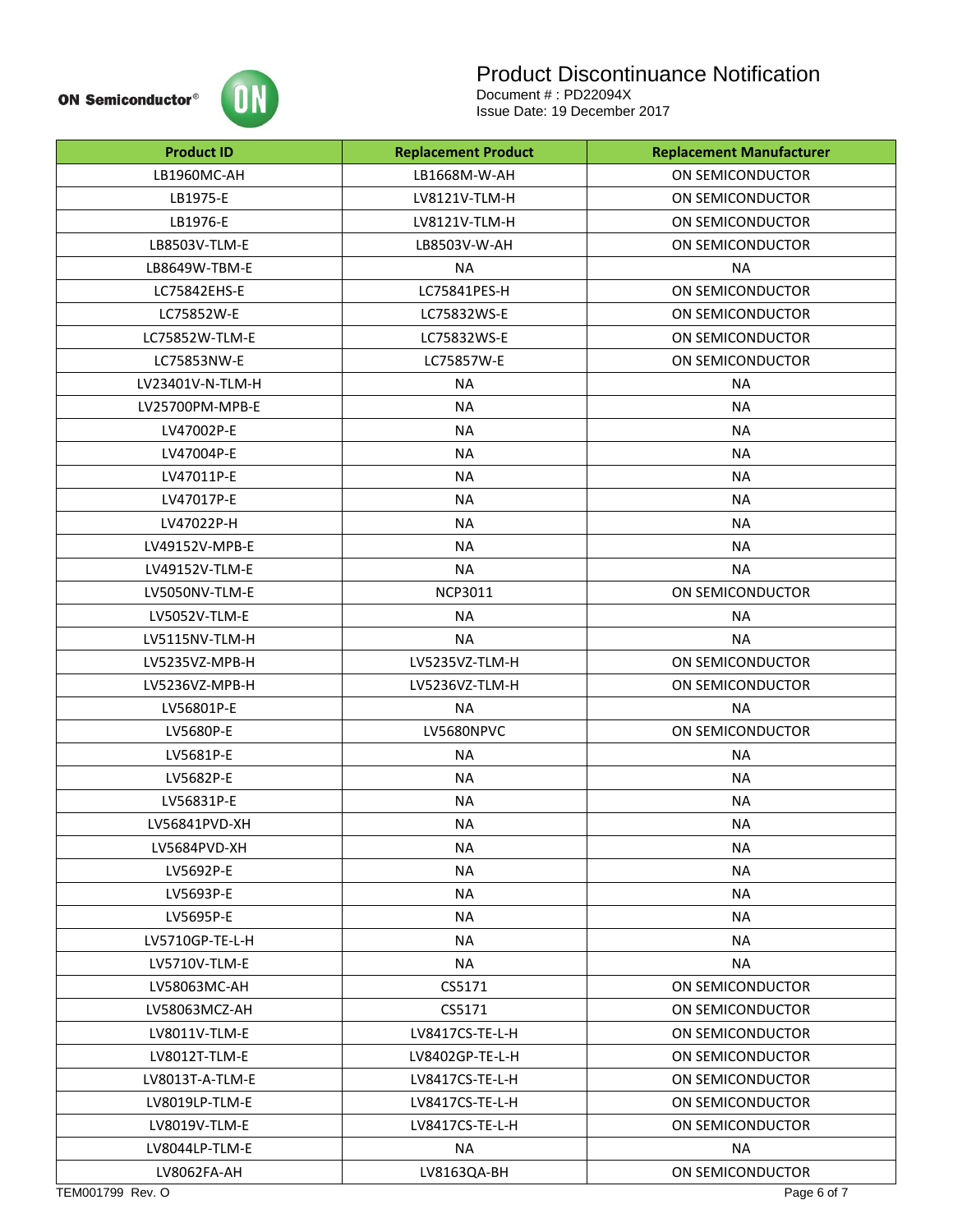# Product Discontinuance Notification

Document # : PD22094X
Issue Date: 19 December 2017

| Product ID | Replacement Product | Replacement Manufacturer |
|---|---|---|
| LB1960MC-AH | LB1668M-W-AH | ON SEMICONDUCTOR |
| LB1975-E | LV8121V-TLM-H | ON SEMICONDUCTOR |
| LB1976-E | LV8121V-TLM-H | ON SEMICONDUCTOR |
| LB8503V-TLM-E | LB8503V-W-AH | ON SEMICONDUCTOR |
| LB8649W-TBM-E | NA | NA |
| LC75842EHS-E | LC75841PES-H | ON SEMICONDUCTOR |
| LC75852W-E | LC75832WS-E | ON SEMICONDUCTOR |
| LC75852W-TLM-E | LC75832WS-E | ON SEMICONDUCTOR |
| LC75853NW-E | LC75857W-E | ON SEMICONDUCTOR |
| LV23401V-N-TLM-H | NA | NA |
| LV25700PM-MPB-E | NA | NA |
| LV47002P-E | NA | NA |
| LV47004P-E | NA | NA |
| LV47011P-E | NA | NA |
| LV47017P-E | NA | NA |
| LV47022P-H | NA | NA |
| LV49152V-MPB-E | NA | NA |
| LV49152V-TLM-E | NA | NA |
| LV5050NV-TLM-E | NCP3011 | ON SEMICONDUCTOR |
| LV5052V-TLM-E | NA | NA |
| LV5115NV-TLM-H | NA | NA |
| LV5235VZ-MPB-H | LV5235VZ-TLM-H | ON SEMICONDUCTOR |
| LV5236VZ-MPB-H | LV5236VZ-TLM-H | ON SEMICONDUCTOR |
| LV56801P-E | NA | NA |
| LV5680P-E | LV5680NPVC | ON SEMICONDUCTOR |
| LV5681P-E | NA | NA |
| LV5682P-E | NA | NA |
| LV56831P-E | NA | NA |
| LV56841PVD-XH | NA | NA |
| LV5684PVD-XH | NA | NA |
| LV5692P-E | NA | NA |
| LV5693P-E | NA | NA |
| LV5695P-E | NA | NA |
| LV5710GP-TE-L-H | NA | NA |
| LV5710V-TLM-E | NA | NA |
| LV58063MC-AH | CS5171 | ON SEMICONDUCTOR |
| LV58063MCZ-AH | CS5171 | ON SEMICONDUCTOR |
| LV8011V-TLM-E | LV8417CS-TE-L-H | ON SEMICONDUCTOR |
| LV8012T-TLM-E | LV8402GP-TE-L-H | ON SEMICONDUCTOR |
| LV8013T-A-TLM-E | LV8417CS-TE-L-H | ON SEMICONDUCTOR |
| LV8019LP-TLM-E | LV8417CS-TE-L-H | ON SEMICONDUCTOR |
| LV8019V-TLM-E | LV8417CS-TE-L-H | ON SEMICONDUCTOR |
| LV8044LP-TLM-E | NA | NA |
| LV8062FA-AH | LV8163QA-BH | ON SEMICONDUCTOR |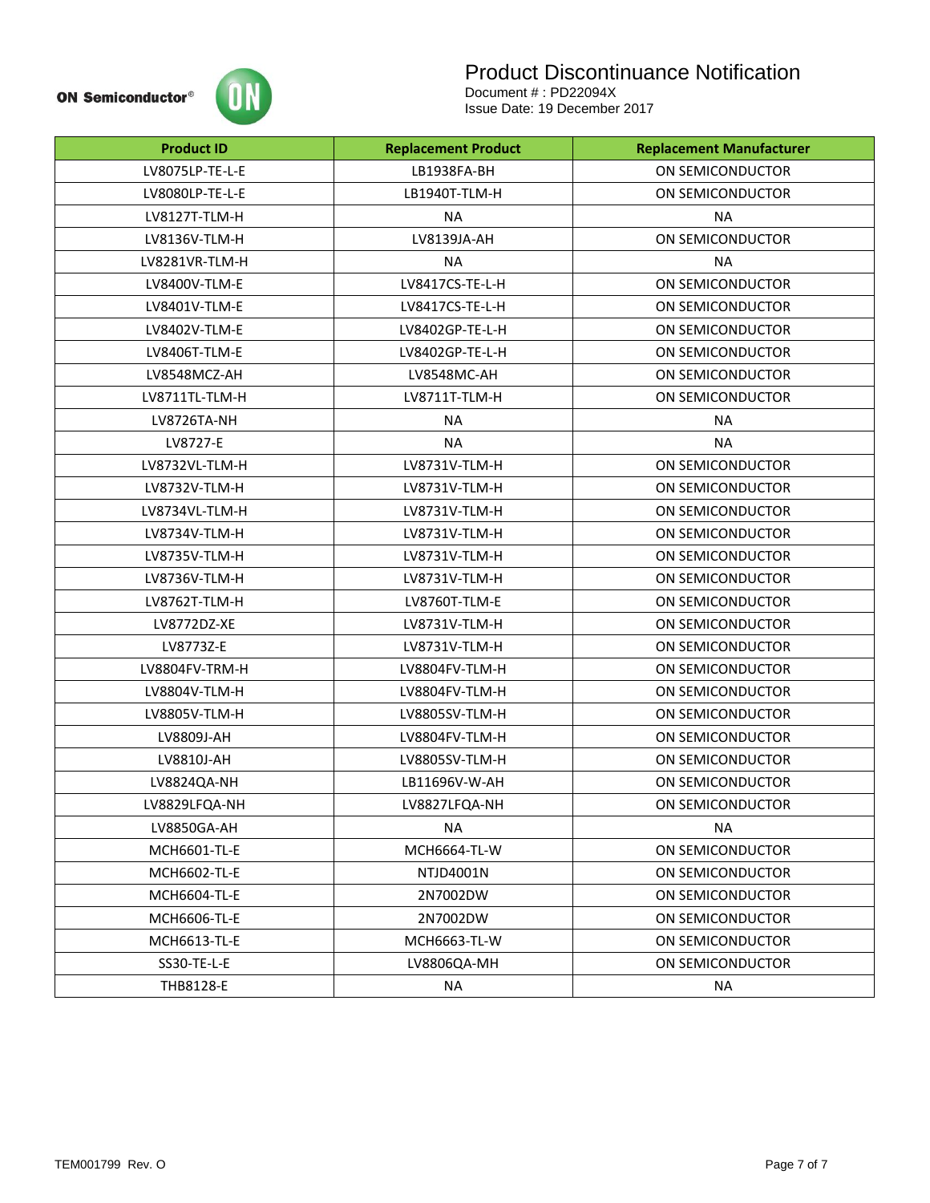| Product ID | Replacement Product | Replacement Manufacturer |
| --- | --- | --- |
| LV8075LP-TE-L-E | LB1938FA-BH | ON SEMICONDUCTOR |
| LV8080LP-TE-L-E | LB1940T-TLM-H | ON SEMICONDUCTOR |
| LV8127T-TLM-H | NA | NA |
| LV8136V-TLM-H | LV8139JA-AH | ON SEMICONDUCTOR |
| LV8281VR-TLM-H | NA | NA |
| LV8400V-TLM-E | LV8417CS-TE-L-H | ON SEMICONDUCTOR |
| LV8401V-TLM-E | LV8417CS-TE-L-H | ON SEMICONDUCTOR |
| LV8402V-TLM-E | LV8402GP-TE-L-H | ON SEMICONDUCTOR |
| LV8406T-TLM-E | LV8402GP-TE-L-H | ON SEMICONDUCTOR |
| LV8548MCZ-AH | LV8548MC-AH | ON SEMICONDUCTOR |
| LV8711TL-TLM-H | LV8711T-TLM-H | ON SEMICONDUCTOR |
| LV8726TA-NH | NA | NA |
| LV8727-E | NA | NA |
| LV8732VL-TLM-H | LV8731V-TLM-H | ON SEMICONDUCTOR |
| LV8732V-TLM-H | LV8731V-TLM-H | ON SEMICONDUCTOR |
| LV8734VL-TLM-H | LV8731V-TLM-H | ON SEMICONDUCTOR |
| LV8734V-TLM-H | LV8731V-TLM-H | ON SEMICONDUCTOR |
| LV8735V-TLM-H | LV8731V-TLM-H | ON SEMICONDUCTOR |
| LV8736V-TLM-H | LV8731V-TLM-H | ON SEMICONDUCTOR |
| LV8762T-TLM-H | LV8760T-TLM-E | ON SEMICONDUCTOR |
| LV8772DZ-XE | LV8731V-TLM-H | ON SEMICONDUCTOR |
| LV8773Z-E | LV8731V-TLM-H | ON SEMICONDUCTOR |
| LV8804FV-TRM-H | LV8804FV-TLM-H | ON SEMICONDUCTOR |
| LV8804V-TLM-H | LV8804FV-TLM-H | ON SEMICONDUCTOR |
| LV8805V-TLM-H | LV8805SV-TLM-H | ON SEMICONDUCTOR |
| LV8809J-AH | LV8804FV-TLM-H | ON SEMICONDUCTOR |
| LV8810J-AH | LV8805SV-TLM-H | ON SEMICONDUCTOR |
| LV8824QA-NH | LB11696V-W-AH | ON SEMICONDUCTOR |
| LV8829LFQA-NH | LV8827LFQA-NH | ON SEMICONDUCTOR |
| LV8850GA-AH | NA | NA |
| MCH6601-TL-E | MCH6664-TL-W | ON SEMICONDUCTOR |
| MCH6602-TL-E | NTJD4001N | ON SEMICONDUCTOR |
| MCH6604-TL-E | 2N7002DW | ON SEMICONDUCTOR |
| MCH6606-TL-E | 2N7002DW | ON SEMICONDUCTOR |
| MCH6613-TL-E | MCH6663-TL-W | ON SEMICONDUCTOR |
| SS30-TE-L-E | LV8806QA-MH | ON SEMICONDUCTOR |
| THB8128-E | NA | NA |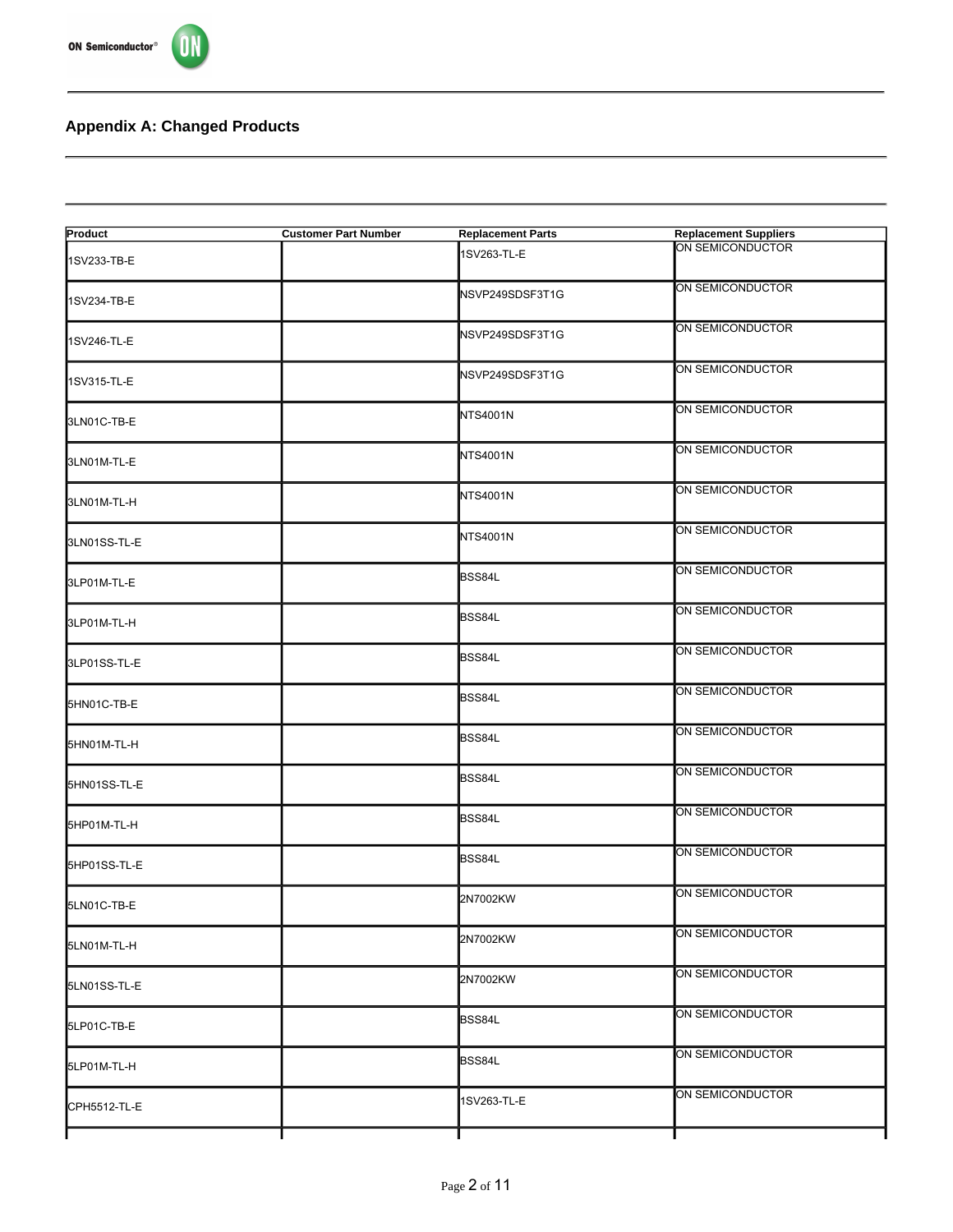## Appendix A: Changed Products

| Product | Customer Part Number | Replacement Parts | Replacement Suppliers |
| --- | --- | --- | --- |
| 1SV233-TB-E | | 1SV263-TL-E | ON SEMICONDUCTOR |
| 1SV234-TB-E | | NSVP249SDSF3T1G | ON SEMICONDUCTOR |
| 1SV246-TL-E | | NSVP249SDSF3T1G | ON SEMICONDUCTOR |
| 1SV315-TL-E | | NSVP249SDSF3T1G | ON SEMICONDUCTOR |
| 3LN01C-TB-E | | NTS4001N | ON SEMICONDUCTOR |
| 3LN01M-TL-E | | NTS4001N | ON SEMICONDUCTOR |
| 3LN01M-TL-H | | NTS4001N | ON SEMICONDUCTOR |
| 3LN01SS-TL-E | | NTS4001N | ON SEMICONDUCTOR |
| 3LP01M-TL-E | | BSS84L | ON SEMICONDUCTOR |
| 3LP01M-TL-H | | BSS84L | ON SEMICONDUCTOR |
| 3LP01SS-TL-E | | BSS84L | ON SEMICONDUCTOR |
| 5HN01C-TB-E | | BSS84L | ON SEMICONDUCTOR |
| 5HN01M-TL-H | | BSS84L | ON SEMICONDUCTOR |
| 5HN01SS-TL-E | | BSS84L | ON SEMICONDUCTOR |
| 5HP01M-TL-H | | BSS84L | ON SEMICONDUCTOR |
| 5HP01SS-TL-E | | BSS84L | ON SEMICONDUCTOR |
| 5LN01C-TB-E | | 2N7002KW | ON SEMICONDUCTOR |
| 5LN01M-TL-H | | 2N7002KW | ON SEMICONDUCTOR |
| 5LN01SS-TL-E | | 2N7002KW | ON SEMICONDUCTOR |
| 5LP01C-TB-E | | BSS84L | ON SEMICONDUCTOR |
| 5LP01M-TL-H | | BSS84L | ON SEMICONDUCTOR |
| CPH5512-TL-E | | 1SV263-TL-E | ON SEMICONDUCTOR |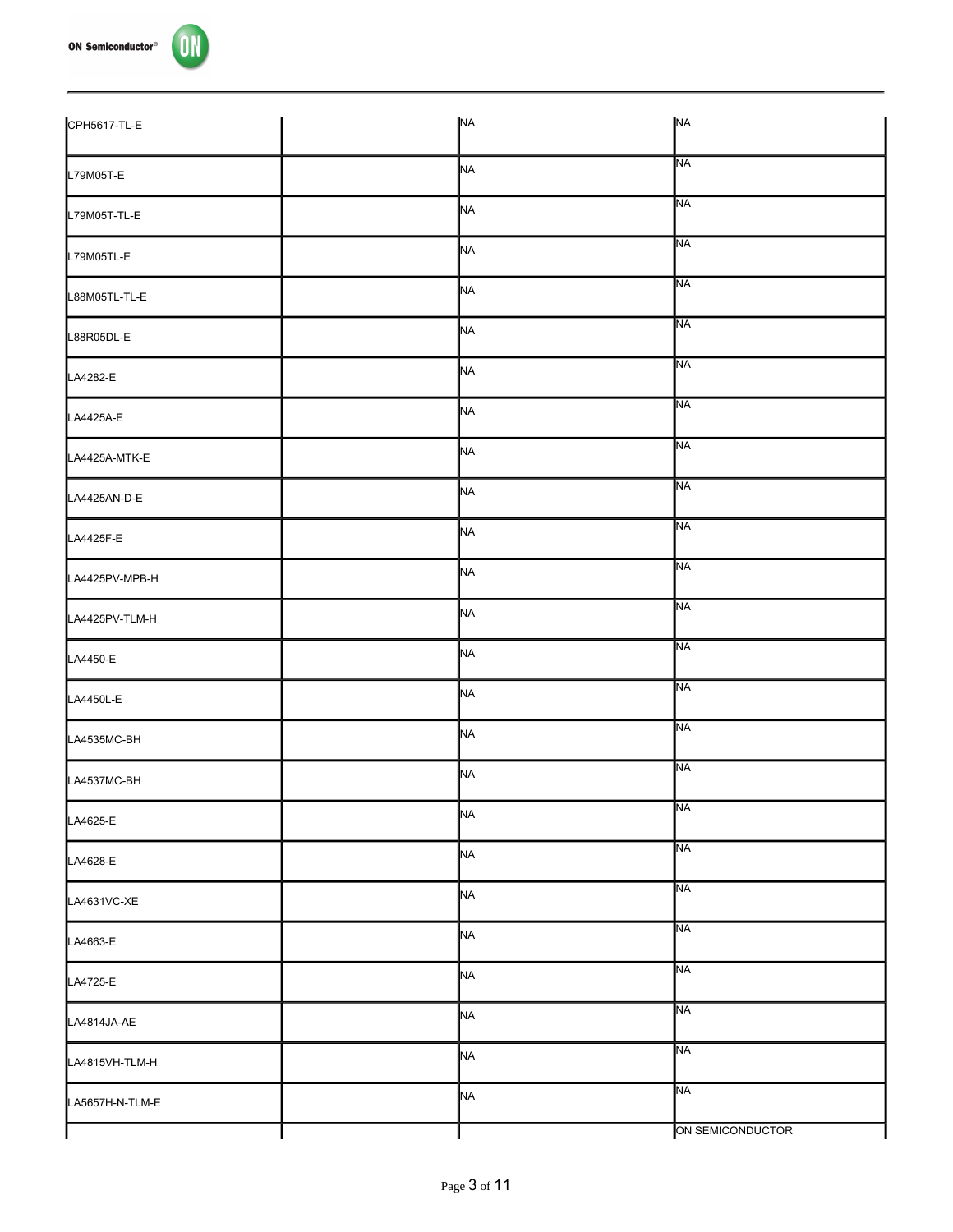| | | | |
|---|---|---|---|
| CPH5617-TL-E | | NA | NA |
| L79M05T-E | | NA | NA |
| L79M05T-TL-E | | NA | NA |
| L79M05TL-E | | NA | NA |
| L88M05TL-TL-E | | NA | NA |
| L88R05DL-E | | NA | NA |
| LA4282-E | | NA | NA |
| LA4425A-E | | NA | NA |
| LA4425A-MTK-E | | NA | NA |
| LA4425AN-D-E | | NA | NA |
| LA4425F-E | | NA | NA |
| LA4425PV-MPB-H | | NA | NA |
| LA4425PV-TLM-H | | NA | NA |
| LA4450-E | | NA | NA |
| LA4450L-E | | NA | NA |
| LA4535MC-BH | | NA | NA |
| LA4537MC-BH | | NA | NA |
| LA4625-E | | NA | NA |
| LA4628-E | | NA | NA |
| LA4631VC-XE | | NA | NA |
| LA4663-E | | NA | NA |
| LA4725-E | | NA | NA |
| LA4814JA-AE | | NA | NA |
| LA4815VH-TLM-H | | NA | NA |
| LA5657H-N-TLM-E | | NA | NA |
| | | | ON SEMICONDUCTOR |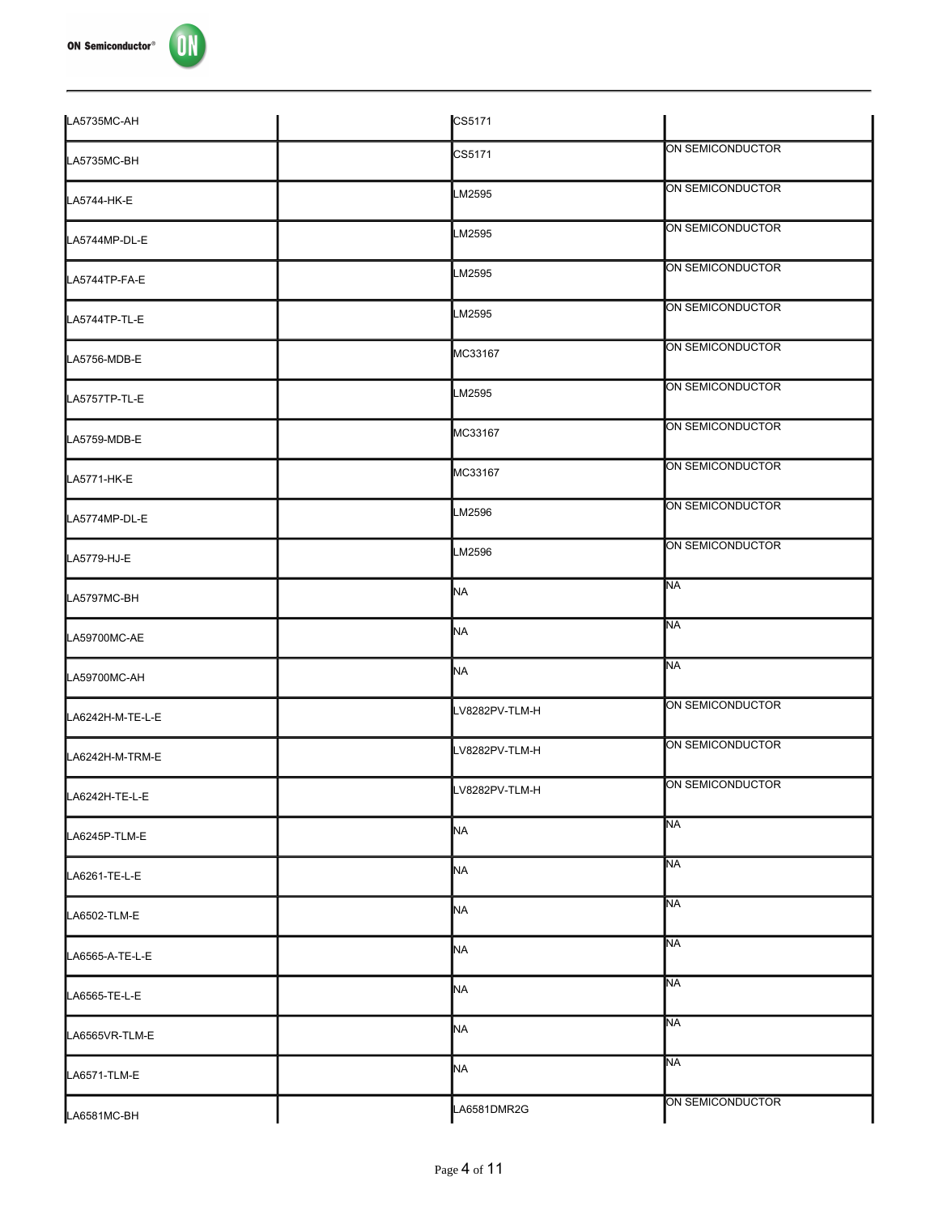| | | | |
|---|---|---|---|
| LA5735MC-AH | | CS5171 | |
| LA5735MC-BH | | CS5171 | ON SEMICONDUCTOR |
| LA5744-HK-E | | LM2595 | ON SEMICONDUCTOR |
| LA5744MP-DL-E | | LM2595 | ON SEMICONDUCTOR |
| LA5744TP-FA-E | | LM2595 | ON SEMICONDUCTOR |
| LA5744TP-TL-E | | LM2595 | ON SEMICONDUCTOR |
| LA5756-MDB-E | | MC33167 | ON SEMICONDUCTOR |
| LA5757TP-TL-E | | LM2595 | ON SEMICONDUCTOR |
| LA5759-MDB-E | | MC33167 | ON SEMICONDUCTOR |
| LA5771-HK-E | | MC33167 | ON SEMICONDUCTOR |
| LA5774MP-DL-E | | LM2596 | ON SEMICONDUCTOR |
| LA5779-HJ-E | | LM2596 | ON SEMICONDUCTOR |
| LA5797MC-BH | | NA | NA |
| LA59700MC-AE | | NA | NA |
| LA59700MC-AH | | NA | NA |
| LA6242H-M-TE-L-E | | LV8282PV-TLM-H | ON SEMICONDUCTOR |
| LA6242H-M-TRM-E | | LV8282PV-TLM-H | ON SEMICONDUCTOR |
| LA6242H-TE-L-E | | LV8282PV-TLM-H | ON SEMICONDUCTOR |
| LA6245P-TLM-E | | NA | NA |
| LA6261-TE-L-E | | NA | NA |
| LA6502-TLM-E | | NA | NA |
| LA6565-A-TE-L-E | | NA | NA |
| LA6565-TE-L-E | | NA | NA |
| LA6565VR-TLM-E | | NA | NA |
| LA6571-TLM-E | | NA | NA |
| LA6581MC-BH | | LA6581DMR2G | ON SEMICONDUCTOR |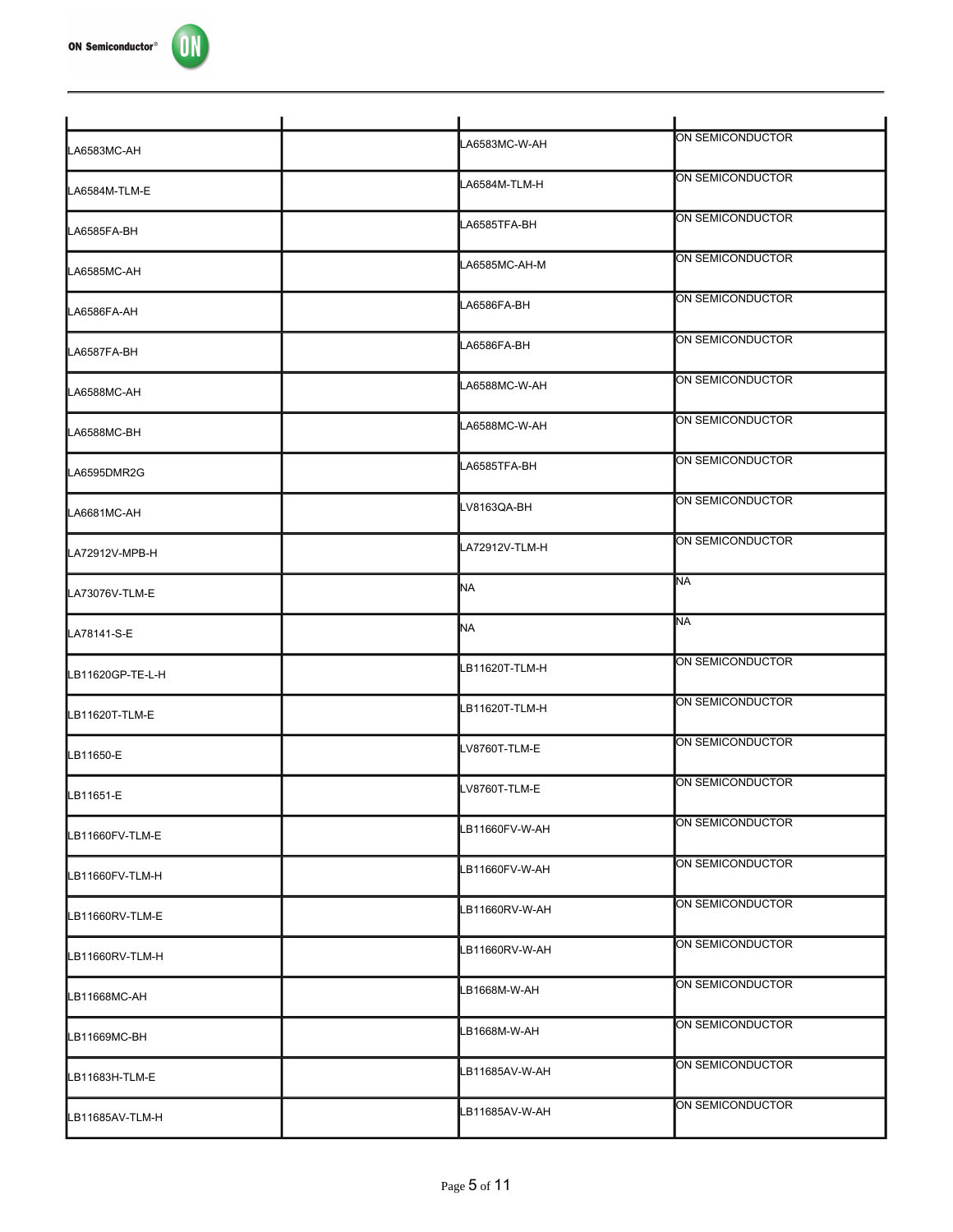| | | | |
|---|---|---|---|
| LA6583MC-AH | | LA6583MC-W-AH | ON SEMICONDUCTOR |
| LA6584M-TLM-E | | LA6584M-TLM-H | ON SEMICONDUCTOR |
| LA6585FA-BH | | LA6585TFA-BH | ON SEMICONDUCTOR |
| LA6585MC-AH | | LA6585MC-AH-M | ON SEMICONDUCTOR |
| LA6586FA-AH | | LA6586FA-BH | ON SEMICONDUCTOR |
| LA6587FA-BH | | LA6586FA-BH | ON SEMICONDUCTOR |
| LA6588MC-AH | | LA6588MC-W-AH | ON SEMICONDUCTOR |
| LA6588MC-BH | | LA6588MC-W-AH | ON SEMICONDUCTOR |
| LA6595DMR2G | | LA6585TFA-BH | ON SEMICONDUCTOR |
| LA6681MC-AH | | LV8163QA-BH | ON SEMICONDUCTOR |
| LA72912V-MPB-H | | LA72912V-TLM-H | ON SEMICONDUCTOR |
| LA73076V-TLM-E | | NA | NA |
| LA78141-S-E | | NA | NA |
| LB11620GP-TE-L-H | | LB11620T-TLM-H | ON SEMICONDUCTOR |
| LB11620T-TLM-E | | LB11620T-TLM-H | ON SEMICONDUCTOR |
| LB11650-E | | LV8760T-TLM-E | ON SEMICONDUCTOR |
| LB11651-E | | LV8760T-TLM-E | ON SEMICONDUCTOR |
| LB11660FV-TLM-E | | LB11660FV-W-AH | ON SEMICONDUCTOR |
| LB11660FV-TLM-H | | LB11660FV-W-AH | ON SEMICONDUCTOR |
| LB11660RV-TLM-E | | LB11660RV-W-AH | ON SEMICONDUCTOR |
| LB11660RV-TLM-H | | LB11660RV-W-AH | ON SEMICONDUCTOR |
| LB11668MC-AH | | LB1668M-W-AH | ON SEMICONDUCTOR |
| LB11669MC-BH | | LB1668M-W-AH | ON SEMICONDUCTOR |
| LB11683H-TLM-E | | LB11685AV-W-AH | ON SEMICONDUCTOR |
| LB11685AV-TLM-H | | LB11685AV-W-AH | ON SEMICONDUCTOR |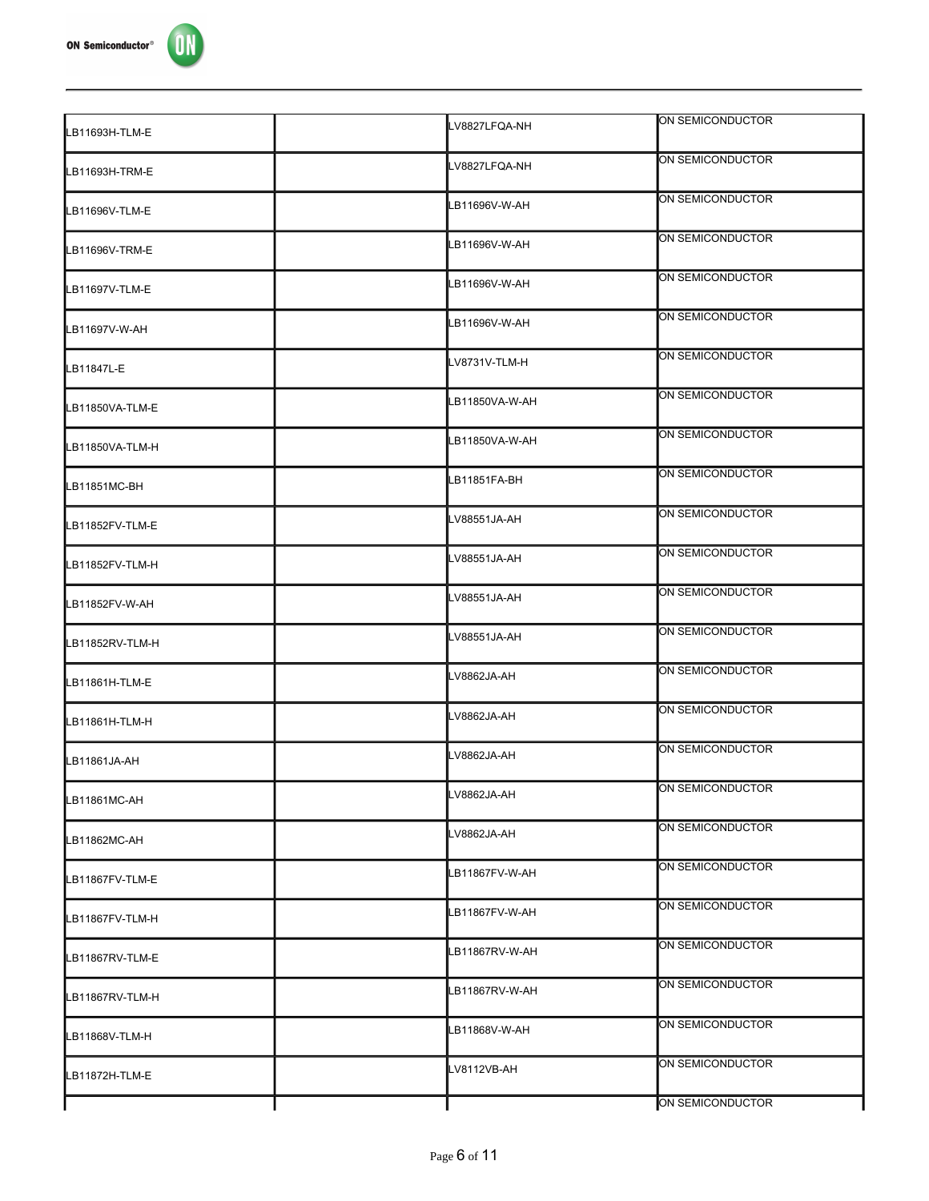| | | | |
|---|---|---|---|
| LB11693H-TLM-E | | LV8827LFQA-NH | ON SEMICONDUCTOR |
| LB11693H-TRM-E | | LV8827LFQA-NH | ON SEMICONDUCTOR |
| LB11696V-TLM-E | | LB11696V-W-AH | ON SEMICONDUCTOR |
| LB11696V-TRM-E | | LB11696V-W-AH | ON SEMICONDUCTOR |
| LB11697V-TLM-E | | LB11696V-W-AH | ON SEMICONDUCTOR |
| LB11697V-W-AH | | LB11696V-W-AH | ON SEMICONDUCTOR |
| LB11847L-E | | LV8731V-TLM-H | ON SEMICONDUCTOR |
| LB11850VA-TLM-E | | LB11850VA-W-AH | ON SEMICONDUCTOR |
| LB11850VA-TLM-H | | LB11850VA-W-AH | ON SEMICONDUCTOR |
| LB11851MC-BH | | LB11851FA-BH | ON SEMICONDUCTOR |
| LB11852FV-TLM-E | | LV88551JA-AH | ON SEMICONDUCTOR |
| LB11852FV-TLM-H | | LV88551JA-AH | ON SEMICONDUCTOR |
| LB11852FV-W-AH | | LV88551JA-AH | ON SEMICONDUCTOR |
| LB11852RV-TLM-H | | LV88551JA-AH | ON SEMICONDUCTOR |
| LB11861H-TLM-E | | LV8862JA-AH | ON SEMICONDUCTOR |
| LB11861H-TLM-H | | LV8862JA-AH | ON SEMICONDUCTOR |
| LB11861JA-AH | | LV8862JA-AH | ON SEMICONDUCTOR |
| LB11861MC-AH | | LV8862JA-AH | ON SEMICONDUCTOR |
| LB11862MC-AH | | LV8862JA-AH | ON SEMICONDUCTOR |
| LB11867FV-TLM-E | | LB11867FV-W-AH | ON SEMICONDUCTOR |
| LB11867FV-TLM-H | | LB11867FV-W-AH | ON SEMICONDUCTOR |
| LB11867RV-TLM-E | | LB11867RV-W-AH | ON SEMICONDUCTOR |
| LB11867RV-TLM-H | | LB11867RV-W-AH | ON SEMICONDUCTOR |
| LB11868V-TLM-H | | LB11868V-W-AH | ON SEMICONDUCTOR |
| LB11872H-TLM-E | | LV8112VB-AH | ON SEMICONDUCTOR |
| | | | ON SEMICONDUCTOR |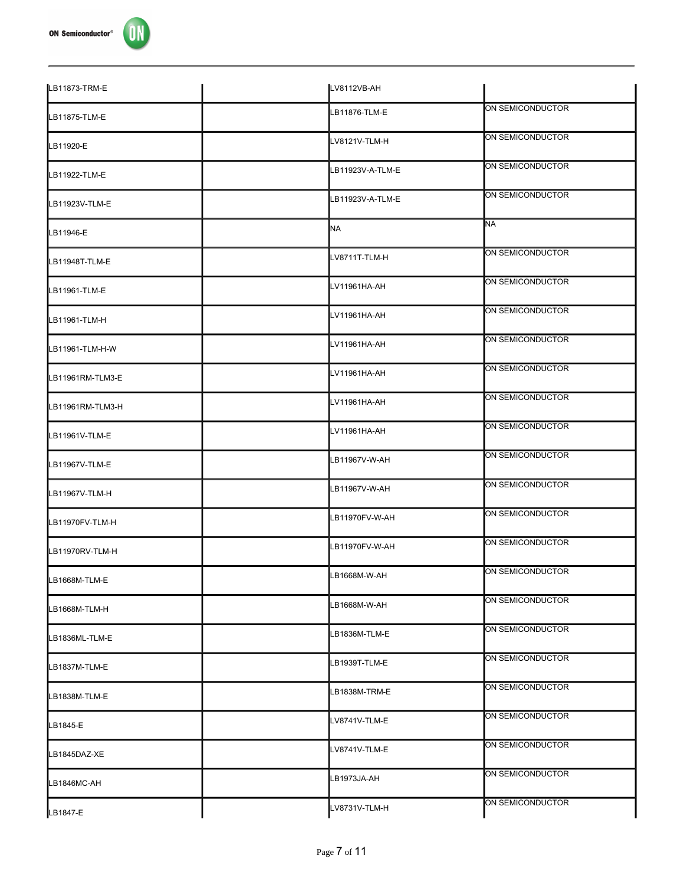| | | | |
|---|---|---|---|
| LB11873-TRM-E | | LV8112VB-AH | |
| LB11875-TLM-E | | LB11876-TLM-E | ON SEMICONDUCTOR |
| LB11920-E | | LV8121V-TLM-H | ON SEMICONDUCTOR |
| LB11922-TLM-E | | LB11923V-A-TLM-E | ON SEMICONDUCTOR |
| LB11923V-TLM-E | | LB11923V-A-TLM-E | ON SEMICONDUCTOR |
| LB11946-E | | NA | NA |
| LB11948T-TLM-E | | LV8711T-TLM-H | ON SEMICONDUCTOR |
| LB11961-TLM-E | | LV11961HA-AH | ON SEMICONDUCTOR |
| LB11961-TLM-H | | LV11961HA-AH | ON SEMICONDUCTOR |
| LB11961-TLM-H-W | | LV11961HA-AH | ON SEMICONDUCTOR |
| LB11961RM-TLM3-E | | LV11961HA-AH | ON SEMICONDUCTOR |
| LB11961RM-TLM3-H | | LV11961HA-AH | ON SEMICONDUCTOR |
| LB11961V-TLM-E | | LV11961HA-AH | ON SEMICONDUCTOR |
| LB11967V-TLM-E | | LB11967V-W-AH | ON SEMICONDUCTOR |
| LB11967V-TLM-H | | LB11967V-W-AH | ON SEMICONDUCTOR |
| LB11970FV-TLM-H | | LB11970FV-W-AH | ON SEMICONDUCTOR |
| LB11970RV-TLM-H | | LB11970FV-W-AH | ON SEMICONDUCTOR |
| LB1668M-TLM-E | | LB1668M-W-AH | ON SEMICONDUCTOR |
| LB1668M-TLM-H | | LB1668M-W-AH | ON SEMICONDUCTOR |
| LB1836ML-TLM-E | | LB1836M-TLM-E | ON SEMICONDUCTOR |
| LB1837M-TLM-E | | LB1939T-TLM-E | ON SEMICONDUCTOR |
| LB1838M-TLM-E | | LB1838M-TRM-E | ON SEMICONDUCTOR |
| LB1845-E | | LV8741V-TLM-E | ON SEMICONDUCTOR |
| LB1845DAZ-XE | | LV8741V-TLM-E | ON SEMICONDUCTOR |
| LB1846MC-AH | | LB1973JA-AH | ON SEMICONDUCTOR |
| LB1847-E | | LV8731V-TLM-H | ON SEMICONDUCTOR |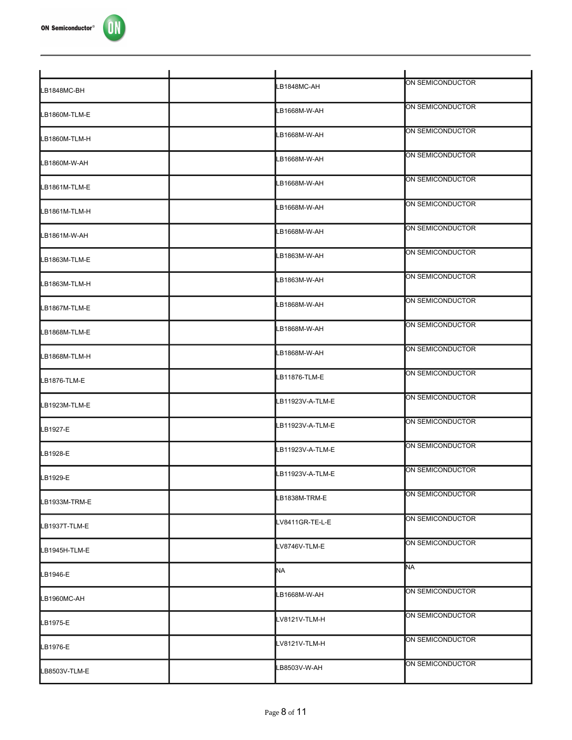| | | | |
|---|---|---|---|
| LB1848MC-BH | | LB1848MC-AH | ON SEMICONDUCTOR |
| LB1860M-TLM-E | | LB1668M-W-AH | ON SEMICONDUCTOR |
| LB1860M-TLM-H | | LB1668M-W-AH | ON SEMICONDUCTOR |
| LB1860M-W-AH | | LB1668M-W-AH | ON SEMICONDUCTOR |
| LB1861M-TLM-E | | LB1668M-W-AH | ON SEMICONDUCTOR |
| LB1861M-TLM-H | | LB1668M-W-AH | ON SEMICONDUCTOR |
| LB1861M-W-AH | | LB1668M-W-AH | ON SEMICONDUCTOR |
| LB1863M-TLM-E | | LB1863M-W-AH | ON SEMICONDUCTOR |
| LB1863M-TLM-H | | LB1863M-W-AH | ON SEMICONDUCTOR |
| LB1867M-TLM-E | | LB1868M-W-AH | ON SEMICONDUCTOR |
| LB1868M-TLM-E | | LB1868M-W-AH | ON SEMICONDUCTOR |
| LB1868M-TLM-H | | LB1868M-W-AH | ON SEMICONDUCTOR |
| LB1876-TLM-E | | LB11876-TLM-E | ON SEMICONDUCTOR |
| LB1923M-TLM-E | | LB11923V-A-TLM-E | ON SEMICONDUCTOR |
| LB1927-E | | LB11923V-A-TLM-E | ON SEMICONDUCTOR |
| LB1928-E | | LB11923V-A-TLM-E | ON SEMICONDUCTOR |
| LB1929-E | | LB11923V-A-TLM-E | ON SEMICONDUCTOR |
| LB1933M-TRM-E | | LB1838M-TRM-E | ON SEMICONDUCTOR |
| LB1937T-TLM-E | | LV8411GR-TE-L-E | ON SEMICONDUCTOR |
| LB1945H-TLM-E | | LV8746V-TLM-E | ON SEMICONDUCTOR |
| LB1946-E | | NA | NA |
| LB1960MC-AH | | LB1668M-W-AH | ON SEMICONDUCTOR |
| LB1975-E | | LV8121V-TLM-H | ON SEMICONDUCTOR |
| LB1976-E | | LV8121V-TLM-H | ON SEMICONDUCTOR |
| LB8503V-TLM-E | | LB8503V-W-AH | ON SEMICONDUCTOR |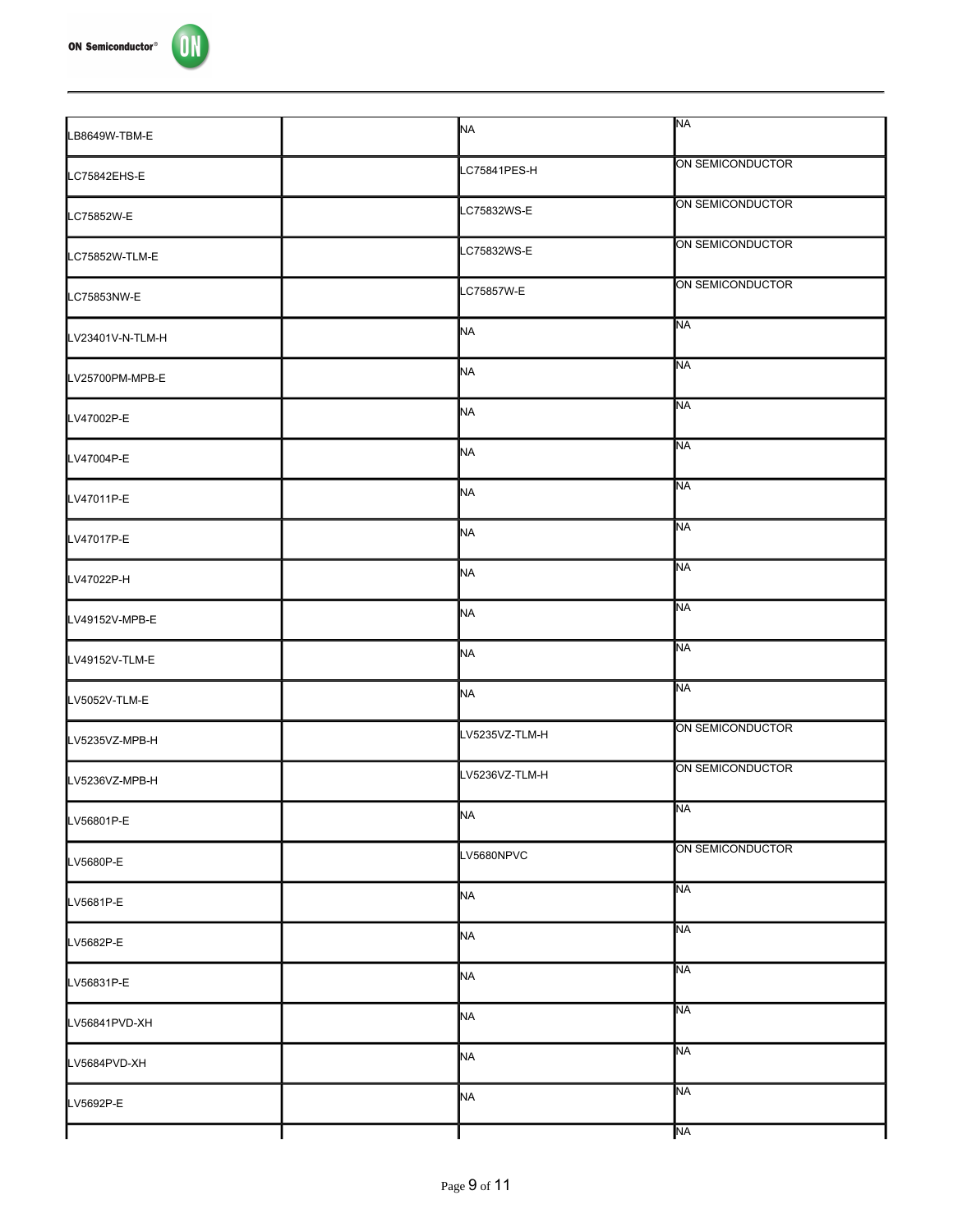| | | | |
|---|---|---|---|
| LB8649W-TBM-E | | NA | NA |
| LC75842EHS-E | | LC75841PES-H | ON SEMICONDUCTOR |
| LC75852W-E | | LC75832WS-E | ON SEMICONDUCTOR |
| LC75852W-TLM-E | | LC75832WS-E | ON SEMICONDUCTOR |
| LC75853NW-E | | LC75857W-E | ON SEMICONDUCTOR |
| LV23401V-N-TLM-H | | NA | NA |
| LV25700PM-MPB-E | | NA | NA |
| LV47002P-E | | NA | NA |
| LV47004P-E | | NA | NA |
| LV47011P-E | | NA | NA |
| LV47017P-E | | NA | NA |
| LV47022P-H | | NA | NA |
| LV49152V-MPB-E | | NA | NA |
| LV49152V-TLM-E | | NA | NA |
| LV5052V-TLM-E | | NA | NA |
| LV5235VZ-MPB-H | | LV5235VZ-TLM-H | ON SEMICONDUCTOR |
| LV5236VZ-MPB-H | | LV5236VZ-TLM-H | ON SEMICONDUCTOR |
| LV56801P-E | | NA | NA |
| LV5680P-E | | LV5680NPVC | ON SEMICONDUCTOR |
| LV5681P-E | | NA | NA |
| LV5682P-E | | NA | NA |
| LV56831P-E | | NA | NA |
| LV56841PVD-XH | | NA | NA |
| LV5684PVD-XH | | NA | NA |
| LV5692P-E | | NA | NA |
| | | | NA |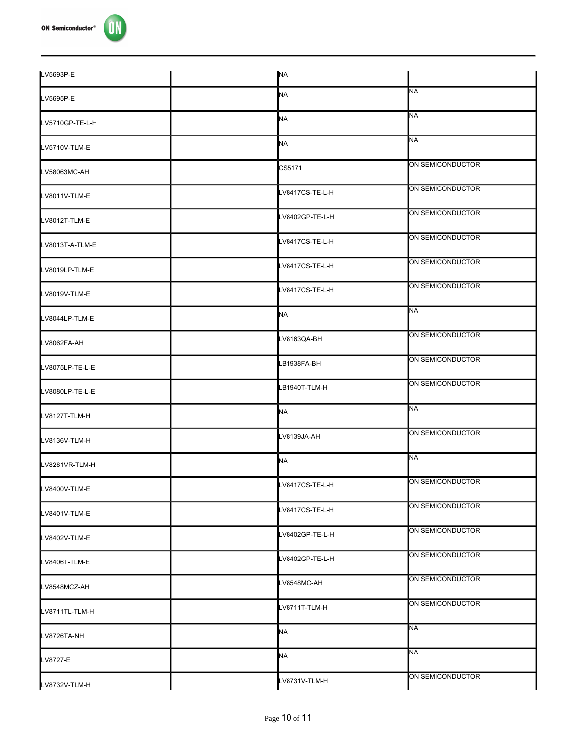| | | | |
|---|---|---|---|
| LV5693P-E | | NA | |
| LV5695P-E | | NA | NA |
| LV5710GP-TE-L-H | | NA | NA |
| LV5710V-TLM-E | | NA | NA |
| LV58063MC-AH | | CS5171 | ON SEMICONDUCTOR |
| LV8011V-TLM-E | | LV8417CS-TE-L-H | ON SEMICONDUCTOR |
| LV8012T-TLM-E | | LV8402GP-TE-L-H | ON SEMICONDUCTOR |
| LV8013T-A-TLM-E | | LV8417CS-TE-L-H | ON SEMICONDUCTOR |
| LV8019LP-TLM-E | | LV8417CS-TE-L-H | ON SEMICONDUCTOR |
| LV8019V-TLM-E | | LV8417CS-TE-L-H | ON SEMICONDUCTOR |
| LV8044LP-TLM-E | | NA | NA |
| LV8062FA-AH | | LV8163QA-BH | ON SEMICONDUCTOR |
| LV8075LP-TE-L-E | | LB1938FA-BH | ON SEMICONDUCTOR |
| LV8080LP-TE-L-E | | LB1940T-TLM-H | ON SEMICONDUCTOR |
| LV8127T-TLM-H | | NA | NA |
| LV8136V-TLM-H | | LV8139JA-AH | ON SEMICONDUCTOR |
| LV8281VR-TLM-H | | NA | NA |
| LV8400V-TLM-E | | LV8417CS-TE-L-H | ON SEMICONDUCTOR |
| LV8401V-TLM-E | | LV8417CS-TE-L-H | ON SEMICONDUCTOR |
| LV8402V-TLM-E | | LV8402GP-TE-L-H | ON SEMICONDUCTOR |
| LV8406T-TLM-E | | LV8402GP-TE-L-H | ON SEMICONDUCTOR |
| LV8548MCZ-AH | | LV8548MC-AH | ON SEMICONDUCTOR |
| LV8711TL-TLM-H | | LV8711T-TLM-H | ON SEMICONDUCTOR |
| LV8726TA-NH | | NA | NA |
| LV8727-E | | NA | NA |
| LV8732V-TLM-H | | LV8731V-TLM-H | ON SEMICONDUCTOR |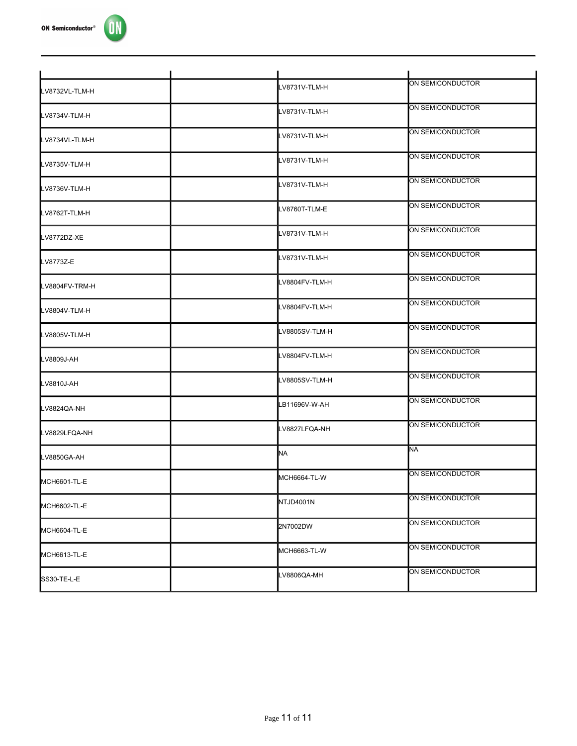| | | | |
|---|---|---|---|
| LV8732VL-TLM-H | | LV8731V-TLM-H | ON SEMICONDUCTOR |
| LV8734V-TLM-H | | LV8731V-TLM-H | ON SEMICONDUCTOR |
| LV8734VL-TLM-H | | LV8731V-TLM-H | ON SEMICONDUCTOR |
| LV8735V-TLM-H | | LV8731V-TLM-H | ON SEMICONDUCTOR |
| LV8736V-TLM-H | | LV8731V-TLM-H | ON SEMICONDUCTOR |
| LV8762T-TLM-H | | LV8760T-TLM-E | ON SEMICONDUCTOR |
| LV8772DZ-XE | | LV8731V-TLM-H | ON SEMICONDUCTOR |
| LV8773Z-E | | LV8731V-TLM-H | ON SEMICONDUCTOR |
| LV8804FV-TRM-H | | LV8804FV-TLM-H | ON SEMICONDUCTOR |
| LV8804V-TLM-H | | LV8804FV-TLM-H | ON SEMICONDUCTOR |
| LV8805V-TLM-H | | LV8805SV-TLM-H | ON SEMICONDUCTOR |
| LV8809J-AH | | LV8804FV-TLM-H | ON SEMICONDUCTOR |
| LV8810J-AH | | LV8805SV-TLM-H | ON SEMICONDUCTOR |
| LV8824QA-NH | | LB11696V-W-AH | ON SEMICONDUCTOR |
| LV8829LFQA-NH | | LV8827LFQA-NH | ON SEMICONDUCTOR |
| LV8850GA-AH | | NA | NA |
| MCH6601-TL-E | | MCH6664-TL-W | ON SEMICONDUCTOR |
| MCH6602-TL-E | | NTJD4001N | ON SEMICONDUCTOR |
| MCH6604-TL-E | | 2N7002DW | ON SEMICONDUCTOR |
| MCH6613-TL-E | | MCH6663-TL-W | ON SEMICONDUCTOR |
| SS30-TE-L-E | | LV8806QA-MH | ON SEMICONDUCTOR |